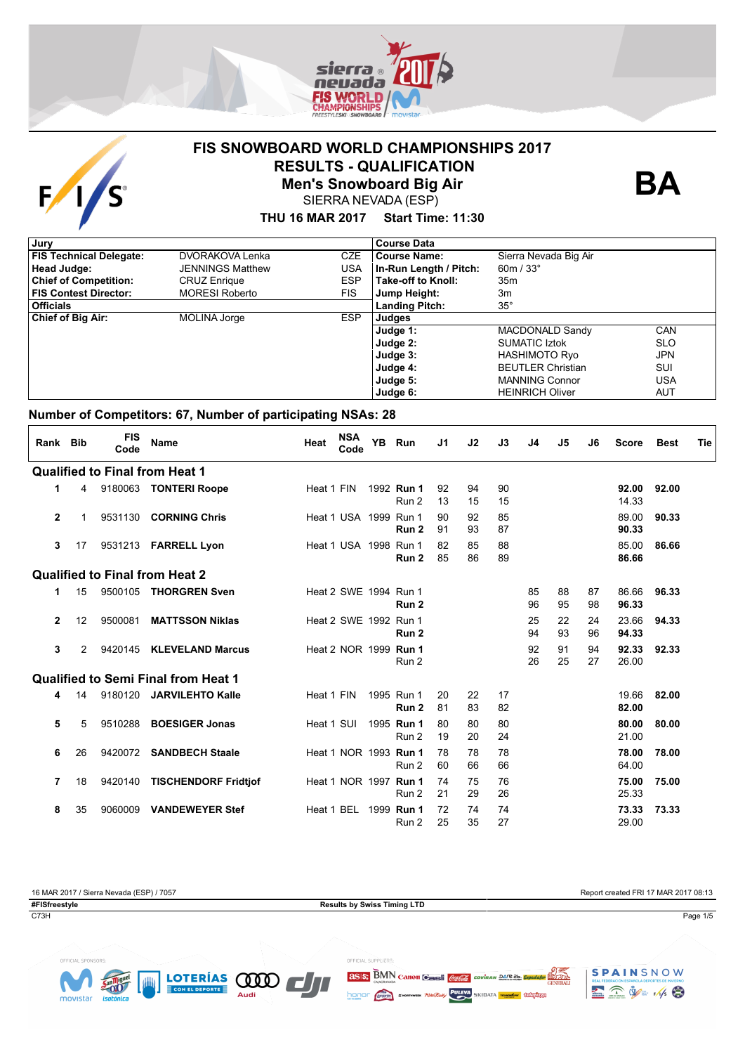# FIS SNOWBOARD WORLD CHAMPIONSHIPS 2017

## RESULTS - QUALIFICATION

## Men's Snowboard Big Air

SIERRA NEVADA (ESP)

**THU 16 MAR 2017 Start Time: 11:30**

**BA**

| Jury | | | Course Data | | |
|---|---|---|---|---|---|
| **FIS Technical Delegate:** | DVORAKOVA Lenka | CZE | **Course Name:** | Sierra Nevada Big Air | |
| **Head Judge:** | JENNINGS Matthew | USA | **In-Run Length / Pitch:** | 60m / 33° | |
| **Chief of Competition:** | CRUZ Enrique | ESP | **Take-off to Knoll:** | 35m | |
| **FIS Contest Director:** | MORESI Roberto | FIS | **Jump Height:** | 3m | |
| **Officials** | | | **Landing Pitch:** | 35° | |
| **Chief of Big Air:** | MOLINA Jorge | ESP | **Judges** | | |
| | | | **Judge 1:** | MACDONALD Sandy | CAN |
| | | | **Judge 2:** | SUMATIC Iztok | SLO |
| | | | **Judge 3:** | HASHIMOTO Ryo | JPN |
| | | | **Judge 4:** | BEUTLER Christian | SUI |
| | | | **Judge 5:** | MANNING Connor | USA |
| | | | **Judge 6:** | HEINRICH Oliver | AUT |

### Number of Competitors: 67, Number of participating NSAs: 28

| Rank | Bib | FIS Code | Name | Heat | NSA Code | YB | Run | J1 | J2 | J3 | J4 | J5 | J6 | Score | Best | Tie |
|---|---|---|---|---|---|---|---|---|---|---|---|---|---|---|---|---|
| **Qualified to Final from Heat 1** | | | | | | | | | | | | | | | | |
| 1 | 4 | 9180063 | **TONTERI Roope** | Heat 1 | FIN | 1992 | **Run 1** | 92 | 94 | 90 | | | | **92.00** | **92.00** | |
| | | | | | | | Run 2 | 13 | 15 | 15 | | | | 14.33 | | |
| 2 | 1 | 9531130 | **CORNING Chris** | Heat 1 | USA | 1999 | Run 1 | 90 | 92 | 85 | | | | 89.00 | **90.33** | |
| | | | | | | | **Run 2** | 91 | 93 | 87 | | | | **90.33** | | |
| 3 | 17 | 9531213 | **FARRELL Lyon** | Heat 1 | USA | 1998 | Run 1 | 82 | 85 | 88 | | | | 85.00 | **86.66** | |
| | | | | | | | **Run 2** | 85 | 86 | 89 | | | | **86.66** | | |
| **Qualified to Final from Heat 2** | | | | | | | | | | | | | | | | |
| 1 | 15 | 9500105 | **THORGREN Sven** | Heat 2 | SWE | 1994 | Run 1 | | | | 85 | 88 | 87 | 86.66 | **96.33** | |
| | | | | | | | **Run 2** | | | | 96 | 95 | 98 | **96.33** | | |
| 2 | 12 | 9500081 | **MATTSSON Niklas** | Heat 2 | SWE | 1992 | Run 1 | | | | 25 | 22 | 24 | 23.66 | **94.33** | |
| | | | | | | | **Run 2** | | | | 94 | 93 | 96 | **94.33** | | |
| 3 | 2 | 9420145 | **KLEVELAND Marcus** | Heat 2 | NOR | 1999 | **Run 1** | | | | 92 | 91 | 94 | **92.33** | **92.33** | |
| | | | | | | | Run 2 | | | | 26 | 25 | 27 | 26.00 | | |
| **Qualified to Semi Final from Heat 1** | | | | | | | | | | | | | | | | |
| 4 | 14 | 9180120 | **JARVILEHTO Kalle** | Heat 1 | FIN | 1995 | Run 1 | 20 | 22 | 17 | | | | 19.66 | **82.00** | |
| | | | | | | | **Run 2** | 81 | 83 | 82 | | | | **82.00** | | |
| 5 | 5 | 9510288 | **BOESIGER Jonas** | Heat 1 | SUI | 1995 | **Run 1** | 80 | 80 | 80 | | | | **80.00** | **80.00** | |
| | | | | | | | Run 2 | 19 | 20 | 24 | | | | 21.00 | | |
| 6 | 26 | 9420072 | **SANDBECH Staale** | Heat 1 | NOR | 1993 | **Run 1** | 78 | 78 | 78 | | | | **78.00** | **78.00** | |
| | | | | | | | Run 2 | 60 | 66 | 66 | | | | 64.00 | | |
| 7 | 18 | 9420140 | **TISCHENDORF Fridtjof** | Heat 1 | NOR | 1997 | **Run 1** | 74 | 75 | 76 | | | | **75.00** | **75.00** | |
| | | | | | | | Run 2 | 21 | 29 | 26 | | | | 25.33 | | |
| 8 | 35 | 9060009 | **VANDEWEYER Stef** | Heat 1 | BEL | 1999 | **Run 1** | 72 | 74 | 74 | | | | **73.33** | **73.33** | |
| | | | | | | | Run 2 | 25 | 35 | 27 | | | | 29.00 | | |

16 MAR 2017 / Sierra Nevada (ESP) / 7057 — Report created FRI 17 MAR 2017 08:13

#FISfreestyle — Results by Swiss Timing LTD

C73H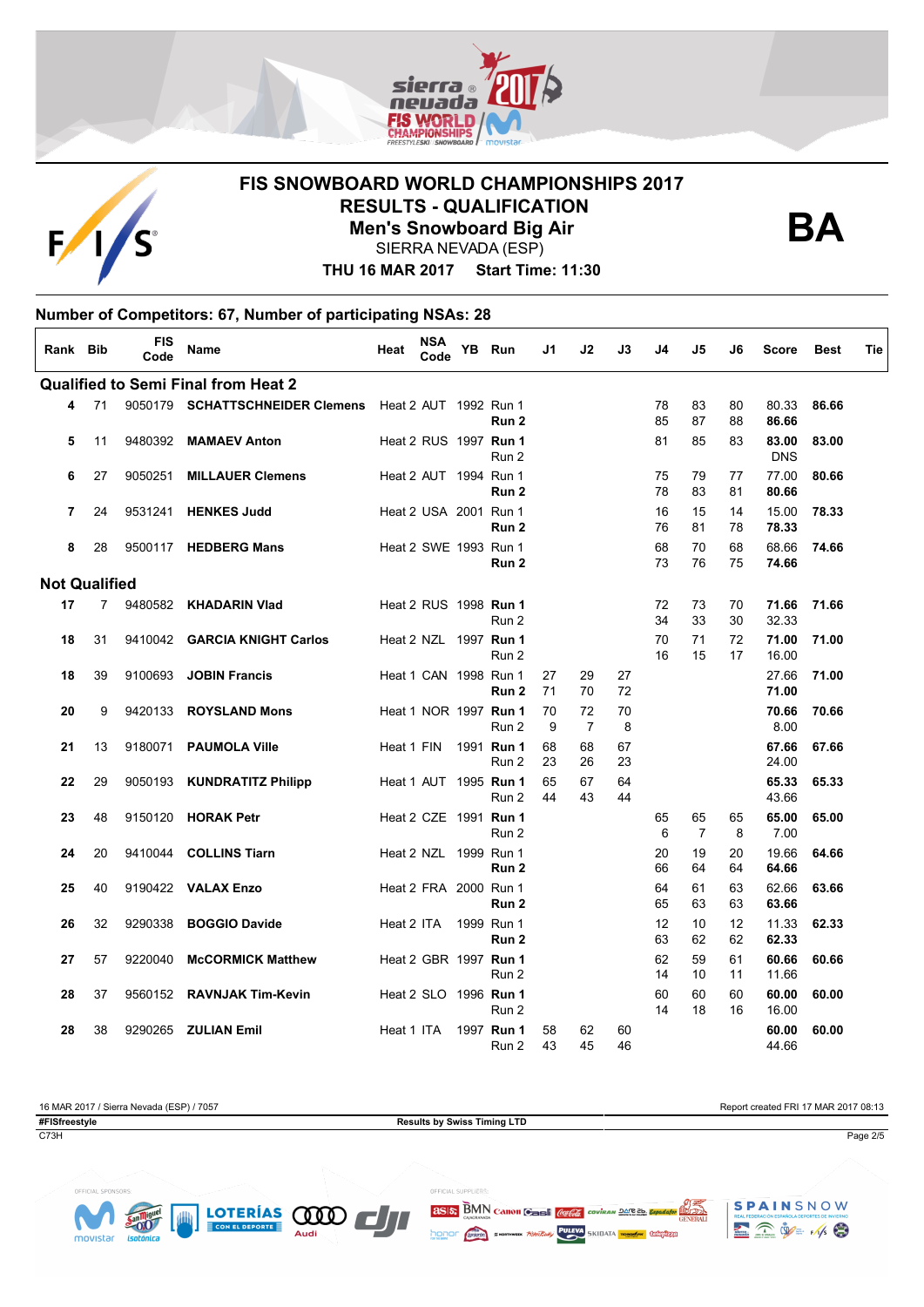# FIS SNOWBOARD WORLD CHAMPIONSHIPS 2017

## RESULTS - QUALIFICATION

## Men's Snowboard Big Air

SIERRA NEVADA (ESP)

**THU 16 MAR 2017 Start Time: 11:30**

**BA**

### Number of Competitors: 67, Number of participating NSAs: 28

| Rank | Bib | FIS Code | Name | Heat | NSA Code | YB | Run | J1 | J2 | J3 | J4 | J5 | J6 | Score | Best | Tie |
|---|---|---|---|---|---|---|---|---|---|---|---|---|---|---|---|---|
| **Qualified to Semi Final from Heat 2** | | | | | | | | | | | | | | | | |
| 4 | 71 | 9050179 | **SCHATTSCHNEIDER Clemens** | Heat 2 | AUT | 1992 | Run 1 | | | | 78 | 83 | 80 | 80.33 | **86.66** | |
| | | | | | | | **Run 2** | | | | 85 | 87 | 88 | **86.66** | | |
| 5 | 11 | 9480392 | **MAMAEV Anton** | Heat 2 | RUS | 1997 | **Run 1** | | | | 81 | 85 | 83 | **83.00** | **83.00** | |
| | | | | | | | Run 2 | | | | | | | DNS | | |
| 6 | 27 | 9050251 | **MILLAUER Clemens** | Heat 2 | AUT | 1994 | Run 1 | | | | 75 | 79 | 77 | 77.00 | **80.66** | |
| | | | | | | | **Run 2** | | | | 78 | 83 | 81 | **80.66** | | |
| 7 | 24 | 9531241 | **HENKES Judd** | Heat 2 | USA | 2001 | Run 1 | | | | 16 | 15 | 14 | 15.00 | **78.33** | |
| | | | | | | | **Run 2** | | | | 76 | 81 | 78 | **78.33** | | |
| 8 | 28 | 9500117 | **HEDBERG Mans** | Heat 2 | SWE | 1993 | Run 1 | | | | 68 | 70 | 68 | 68.66 | **74.66** | |
| | | | | | | | **Run 2** | | | | 73 | 76 | 75 | **74.66** | | |
| **Not Qualified** | | | | | | | | | | | | | | | | |
| 17 | 7 | 9480582 | **KHADARIN Vlad** | Heat 2 | RUS | 1998 | **Run 1** | | | | 72 | 73 | 70 | **71.66** | **71.66** | |
| | | | | | | | Run 2 | | | | 34 | 33 | 30 | 32.33 | | |
| 18 | 31 | 9410042 | **GARCIA KNIGHT Carlos** | Heat 2 | NZL | 1997 | **Run 1** | | | | 70 | 71 | 72 | **71.00** | **71.00** | |
| | | | | | | | Run 2 | | | | 16 | 15 | 17 | 16.00 | | |
| 18 | 39 | 9100693 | **JOBIN Francis** | Heat 1 | CAN | 1998 | Run 1 | 27 | 29 | 27 | | | | 27.66 | **71.00** | |
| | | | | | | | **Run 2** | 71 | 70 | 72 | | | | **71.00** | | |
| 20 | 9 | 9420133 | **ROYSLAND Mons** | Heat 1 | NOR | 1997 | **Run 1** | 70 | 72 | 70 | | | | **70.66** | **70.66** | |
| | | | | | | | Run 2 | 9 | 7 | 8 | | | | 8.00 | | |
| 21 | 13 | 9180071 | **PAUMOLA Ville** | Heat 1 | FIN | 1991 | **Run 1** | 68 | 68 | 67 | | | | **67.66** | **67.66** | |
| | | | | | | | Run 2 | 23 | 26 | 23 | | | | 24.00 | | |
| 22 | 29 | 9050193 | **KUNDRATITZ Philipp** | Heat 1 | AUT | 1995 | **Run 1** | 65 | 67 | 64 | | | | **65.33** | **65.33** | |
| | | | | | | | Run 2 | 44 | 43 | 44 | | | | 43.66 | | |
| 23 | 48 | 9150120 | **HORAK Petr** | Heat 2 | CZE | 1991 | **Run 1** | | | | 65 | 65 | 65 | **65.00** | **65.00** | |
| | | | | | | | Run 2 | | | | 6 | 7 | 8 | 7.00 | | |
| 24 | 20 | 9410044 | **COLLINS Tiarn** | Heat 2 | NZL | 1999 | Run 1 | | | | 20 | 19 | 20 | 19.66 | **64.66** | |
| | | | | | | | **Run 2** | | | | 66 | 64 | 64 | **64.66** | | |
| 25 | 40 | 9190422 | **VALAX Enzo** | Heat 2 | FRA | 2000 | Run 1 | | | | 64 | 61 | 63 | 62.66 | **63.66** | |
| | | | | | | | **Run 2** | | | | 65 | 63 | 63 | **63.66** | | |
| 26 | 32 | 9290338 | **BOGGIO Davide** | Heat 2 | ITA | 1999 | Run 1 | | | | 12 | 10 | 12 | 11.33 | **62.33** | |
| | | | | | | | **Run 2** | | | | 63 | 62 | 62 | **62.33** | | |
| 27 | 57 | 9220040 | **McCORMICK Matthew** | Heat 2 | GBR | 1997 | **Run 1** | | | | 62 | 59 | 61 | **60.66** | **60.66** | |
| | | | | | | | Run 2 | | | | 14 | 10 | 11 | 11.66 | | |
| 28 | 37 | 9560152 | **RAVNJAK Tim-Kevin** | Heat 2 | SLO | 1996 | **Run 1** | | | | 60 | 60 | 60 | **60.00** | **60.00** | |
| | | | | | | | Run 2 | | | | 14 | 18 | 16 | 16.00 | | |
| 28 | 38 | 9290265 | **ZULIAN Emil** | Heat 1 | ITA | 1997 | **Run 1** | 58 | 62 | 60 | | | | **60.00** | **60.00** | |
| | | | | | | | Run 2 | 43 | 45 | 46 | | | | 44.66 | | |

16 MAR 2017 / Sierra Nevada (ESP) / 7057 — Report created FRI 17 MAR 2017 08:13

#FISfreestyle — Results by Swiss Timing LTD

C73H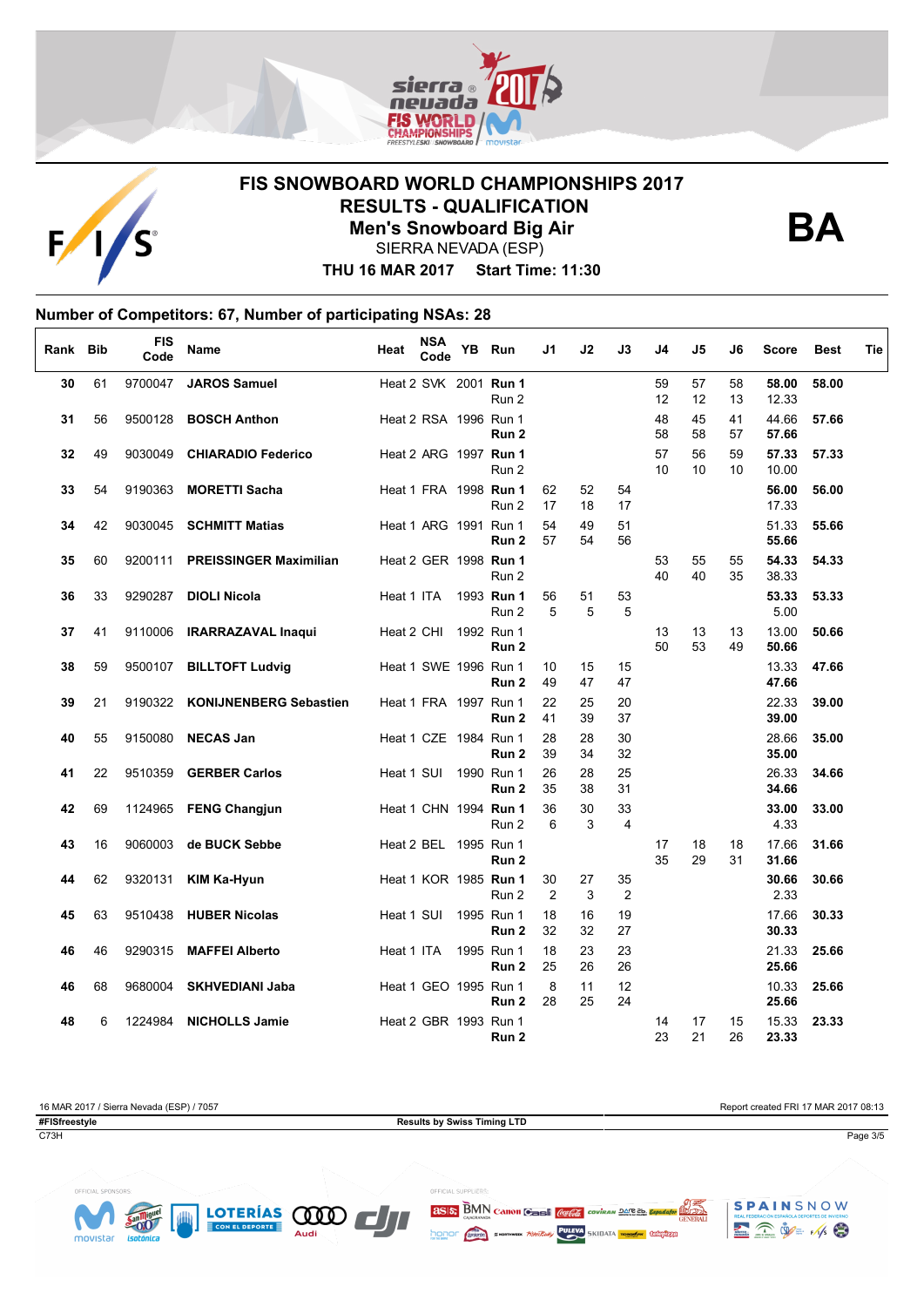# FIS SNOWBOARD WORLD CHAMPIONSHIPS 2017

## RESULTS - QUALIFICATION

## Men's Snowboard Big Air

SIERRA NEVADA (ESP)

**THU 16 MAR 2017 Start Time: 11:30**

**BA**

### Number of Competitors: 67, Number of participating NSAs: 28

| Rank | Bib | FIS Code | Name | Heat | NSA Code | YB | Run | J1 | J2 | J3 | J4 | J5 | J6 | Score | Best | Tie |
|---|---|---|---|---|---|---|---|---|---|---|---|---|---|---|---|---|
| 30 | 61 | 9700047 | **JAROS Samuel** | Heat 2 | SVK | 2001 | **Run 1** | | | | 59 | 57 | 58 | **58.00** | **58.00** | |
| | | | | | | | Run 2 | | | | 12 | 12 | 13 | 12.33 | | |
| 31 | 56 | 9500128 | **BOSCH Anthon** | Heat 2 | RSA | 1996 | Run 1 | | | | 48 | 45 | 41 | 44.66 | **57.66** | |
| | | | | | | | **Run 2** | | | | 58 | 58 | 57 | **57.66** | | |
| 32 | 49 | 9030049 | **CHIARADIO Federico** | Heat 2 | ARG | 1997 | **Run 1** | | | | 57 | 56 | 59 | **57.33** | **57.33** | |
| | | | | | | | Run 2 | | | | 10 | 10 | 10 | 10.00 | | |
| 33 | 54 | 9190363 | **MORETTI Sacha** | Heat 1 | FRA | 1998 | **Run 1** | 62 | 52 | 54 | | | | **56.00** | **56.00** | |
| | | | | | | | Run 2 | 17 | 18 | 17 | | | | 17.33 | | |
| 34 | 42 | 9030045 | **SCHMITT Matias** | Heat 1 | ARG | 1991 | Run 1 | 54 | 49 | 51 | | | | 51.33 | **55.66** | |
| | | | | | | | **Run 2** | 57 | 54 | 56 | | | | **55.66** | | |
| 35 | 60 | 9200111 | **PREISSINGER Maximilian** | Heat 2 | GER | 1998 | **Run 1** | | | | 53 | 55 | 55 | **54.33** | **54.33** | |
| | | | | | | | Run 2 | | | | 40 | 40 | 35 | 38.33 | | |
| 36 | 33 | 9290287 | **DIOLI Nicola** | Heat 1 | ITA | 1993 | **Run 1** | 56 | 51 | 53 | | | | **53.33** | **53.33** | |
| | | | | | | | Run 2 | 5 | 5 | 5 | | | | 5.00 | | |
| 37 | 41 | 9110006 | **IRARRAZAVAL Inaqui** | Heat 2 | CHI | 1992 | Run 1 | | | | 13 | 13 | 13 | 13.00 | **50.66** | |
| | | | | | | | **Run 2** | | | | 50 | 53 | 49 | **50.66** | | |
| 38 | 59 | 9500107 | **BILLTOFT Ludvig** | Heat 1 | SWE | 1996 | Run 1 | 10 | 15 | 15 | | | | 13.33 | **47.66** | |
| | | | | | | | **Run 2** | 49 | 47 | 47 | | | | **47.66** | | |
| 39 | 21 | 9190322 | **KONIJNENBERG Sebastien** | Heat 1 | FRA | 1997 | Run 1 | 22 | 25 | 20 | | | | 22.33 | **39.00** | |
| | | | | | | | **Run 2** | 41 | 39 | 37 | | | | **39.00** | | |
| 40 | 55 | 9150080 | **NECAS Jan** | Heat 1 | CZE | 1984 | Run 1 | 28 | 28 | 30 | | | | 28.66 | **35.00** | |
| | | | | | | | **Run 2** | 39 | 34 | 32 | | | | **35.00** | | |
| 41 | 22 | 9510359 | **GERBER Carlos** | Heat 1 | SUI | 1990 | Run 1 | 26 | 28 | 25 | | | | 26.33 | **34.66** | |
| | | | | | | | **Run 2** | 35 | 38 | 31 | | | | **34.66** | | |
| 42 | 69 | 1124965 | **FENG Changjun** | Heat 1 | CHN | 1994 | **Run 1** | 36 | 30 | 33 | | | | **33.00** | **33.00** | |
| | | | | | | | Run 2 | 6 | 3 | 4 | | | | 4.33 | | |
| 43 | 16 | 9060003 | **de BUCK Sebbe** | Heat 2 | BEL | 1995 | Run 1 | | | | 17 | 18 | 18 | 17.66 | **31.66** | |
| | | | | | | | **Run 2** | | | | 35 | 29 | 31 | **31.66** | | |
| 44 | 62 | 9320131 | **KIM Ka-Hyun** | Heat 1 | KOR | 1985 | **Run 1** | 30 | 27 | 35 | | | | **30.66** | **30.66** | |
| | | | | | | | Run 2 | 2 | 3 | 2 | | | | 2.33 | | |
| 45 | 63 | 9510438 | **HUBER Nicolas** | Heat 1 | SUI | 1995 | Run 1 | 18 | 16 | 19 | | | | 17.66 | **30.33** | |
| | | | | | | | **Run 2** | 32 | 32 | 27 | | | | **30.33** | | |
| 46 | 46 | 9290315 | **MAFFEI Alberto** | Heat 1 | ITA | 1995 | Run 1 | 18 | 23 | 23 | | | | 21.33 | **25.66** | |
| | | | | | | | **Run 2** | 25 | 26 | 26 | | | | **25.66** | | |
| 46 | 68 | 9680004 | **SKHVEDIANI Jaba** | Heat 1 | GEO | 1995 | Run 1 | 8 | 11 | 12 | | | | 10.33 | **25.66** | |
| | | | | | | | **Run 2** | 28 | 25 | 24 | | | | **25.66** | | |
| 48 | 6 | 1224984 | **NICHOLLS Jamie** | Heat 2 | GBR | 1993 | Run 1 | | | | 14 | 17 | 15 | 15.33 | **23.33** | |
| | | | | | | | **Run 2** | | | | 23 | 21 | 26 | **23.33** | | |

16 MAR 2017 / Sierra Nevada (ESP) / 7057

Report created FRI 17 MAR 2017 08:13

**#FISfreestyle**

**Results by Swiss Timing LTD**

C73H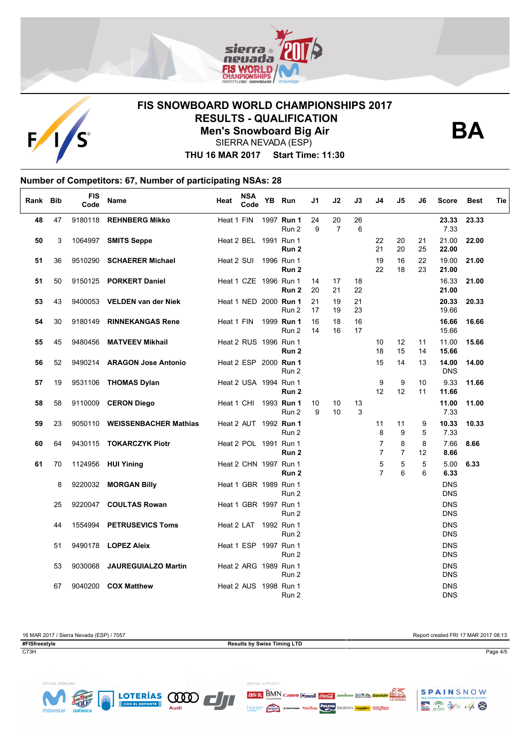# FIS SNOWBOARD WORLD CHAMPIONSHIPS 2017

## RESULTS - QUALIFICATION

## Men's Snowboard Big Air

SIERRA NEVADA (ESP)

**THU 16 MAR 2017 Start Time: 11:30**

**BA**

### Number of Competitors: 67, Number of participating NSAs: 28

| Rank | Bib | FIS Code | Name | Heat | NSA Code | YB | Run | J1 | J2 | J3 | J4 | J5 | J6 | Score | Best | Tie |
|---|---|---|---|---|---|---|---|---|---|---|---|---|---|---|---|---|
| 48 | 47 | 9180118 | **REHNBERG Mikko** | Heat 1 | FIN | 1997 | **Run 1** | 24 | 20 | 26 | | | | **23.33** | **23.33** | |
| | | | | | | | Run 2 | 9 | 7 | 6 | | | | 7.33 | | |
| 50 | 3 | 1064997 | **SMITS Seppe** | Heat 2 | BEL | 1991 | Run 1 | | | | 22 | 20 | 21 | 21.00 | **22.00** | |
| | | | | | | | **Run 2** | | | | 21 | 20 | 25 | **22.00** | | |
| 51 | 36 | 9510290 | **SCHAERER Michael** | Heat 2 | SUI | 1996 | Run 1 | | | | 19 | 16 | 22 | 19.00 | **21.00** | |
| | | | | | | | **Run 2** | | | | 22 | 18 | 23 | **21.00** | | |
| 51 | 50 | 9150125 | **PORKERT Daniel** | Heat 1 | CZE | 1996 | Run 1 | 14 | 17 | 18 | | | | 16.33 | **21.00** | |
| | | | | | | | **Run 2** | 20 | 21 | 22 | | | | **21.00** | | |
| 53 | 43 | 9400053 | **VELDEN van der Niek** | Heat 1 | NED | 2000 | **Run 1** | 21 | 19 | 21 | | | | **20.33** | **20.33** | |
| | | | | | | | Run 2 | 17 | 19 | 23 | | | | 19.66 | | |
| 54 | 30 | 9180149 | **RINNEKANGAS Rene** | Heat 1 | FIN | 1999 | **Run 1** | 16 | 18 | 16 | | | | **16.66** | **16.66** | |
| | | | | | | | Run 2 | 14 | 16 | 17 | | | | 15.66 | | |
| 55 | 45 | 9480456 | **MATVEEV Mikhail** | Heat 2 | RUS | 1996 | Run 1 | | | | 10 | 12 | 11 | 11.00 | **15.66** | |
| | | | | | | | **Run 2** | | | | 18 | 15 | 14 | **15.66** | | |
| 56 | 52 | 9490214 | **ARAGON Jose Antonio** | Heat 2 | ESP | 2000 | **Run 1** | | | | 15 | 14 | 13 | **14.00** | **14.00** | |
| | | | | | | | Run 2 | | | | | | | DNS | | |
| 57 | 19 | 9531106 | **THOMAS Dylan** | Heat 2 | USA | 1994 | Run 1 | | | | 9 | 9 | 10 | 9.33 | **11.66** | |
| | | | | | | | **Run 2** | | | | 12 | 12 | 11 | **11.66** | | |
| 58 | 58 | 9110009 | **CERON Diego** | Heat 1 | CHI | 1993 | **Run 1** | 10 | 10 | 13 | | | | **11.00** | **11.00** | |
| | | | | | | | Run 2 | 9 | 10 | 3 | | | | 7.33 | | |
| 59 | 23 | 9050110 | **WEISSENBACHER Mathias** | Heat 2 | AUT | 1992 | **Run 1** | | | | 11 | 11 | 9 | **10.33** | **10.33** | |
| | | | | | | | Run 2 | | | | 8 | 9 | 5 | 7.33 | | |
| 60 | 64 | 9430115 | **TOKARCZYK Piotr** | Heat 2 | POL | 1991 | Run 1 | | | | 7 | 8 | 8 | 7.66 | **8.66** | |
| | | | | | | | **Run 2** | | | | 7 | 7 | 12 | **8.66** | | |
| 61 | 70 | 1124956 | **HUI Yining** | Heat 2 | CHN | 1997 | Run 1 | | | | 5 | 5 | 5 | 5.00 | **6.33** | |
| | | | | | | | **Run 2** | | | | 7 | 6 | 6 | **6.33** | | |
| | 8 | 9220032 | **MORGAN Billy** | Heat 1 | GBR | 1989 | Run 1 | | | | | | | DNS | | |
| | | | | | | | Run 2 | | | | | | | DNS | | |
| | 25 | 9220047 | **COULTAS Rowan** | Heat 1 | GBR | 1997 | Run 1 | | | | | | | DNS | | |
| | | | | | | | Run 2 | | | | | | | DNS | | |
| | 44 | 1554994 | **PETRUSEVICS Toms** | Heat 2 | LAT | 1992 | Run 1 | | | | | | | DNS | | |
| | | | | | | | Run 2 | | | | | | | DNS | | |
| | 51 | 9490178 | **LOPEZ Aleix** | Heat 1 | ESP | 1997 | Run 1 | | | | | | | DNS | | |
| | | | | | | | Run 2 | | | | | | | DNS | | |
| | 53 | 9030068 | **JAUREGUIALZO Martin** | Heat 2 | ARG | 1989 | Run 1 | | | | | | | DNS | | |
| | | | | | | | Run 2 | | | | | | | DNS | | |
| | 67 | 9040200 | **COX Matthew** | Heat 2 | AUS | 1998 | Run 1 | | | | | | | DNS | | |
| | | | | | | | Run 2 | | | | | | | DNS | | |

16 MAR 2017 / Sierra Nevada (ESP) / 7057 — Report created FRI 17 MAR 2017 08:13

#FISfreestyle — Results by Swiss Timing LTD

C73H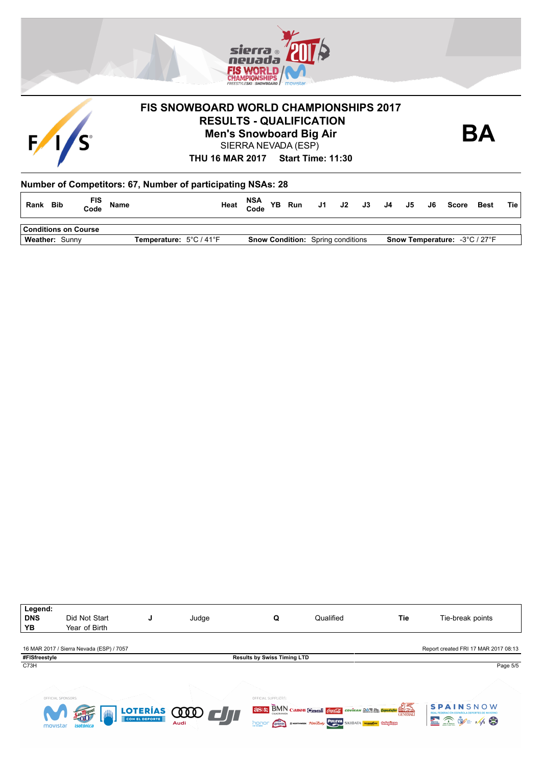# FIS SNOWBOARD WORLD CHAMPIONSHIPS 2017

## RESULTS - QUALIFICATION

## Men's Snowboard Big Air

SIERRA NEVADA (ESP)

**THU 16 MAR 2017 Start Time: 11:30**

**BA**

**Number of Competitors: 67, Number of participating NSAs: 28**

| Rank | Bib | FIS Code | Name | Heat | NSA Code | YB | Run | J1 | J2 | J3 | J4 | J5 | J6 | Score | Best | Tie |
|---|---|---|---|---|---|---|---|---|---|---|---|---|---|---|---|---|

**Conditions on Course**

| | | | |
|---|---|---|---|
| **Weather:** Sunny | **Temperature:** 5°C / 41°F | **Snow Condition:** Spring conditions | **Snow Temperature:** -3°C / 27°F |

**Legend:**

| | | | | | | | |
|---|---|---|---|---|---|---|---|
| **DNS** | Did Not Start | **J** | Judge | **Q** | Qualified | **Tie** | Tie-break points |
| **YB** | Year of Birth | | | | | | |

16 MAR 2017 / Sierra Nevada (ESP) / 7057

Report created FRI 17 MAR 2017 08:13

**#FISfreestyle**

**Results by Swiss Timing LTD**

C73H